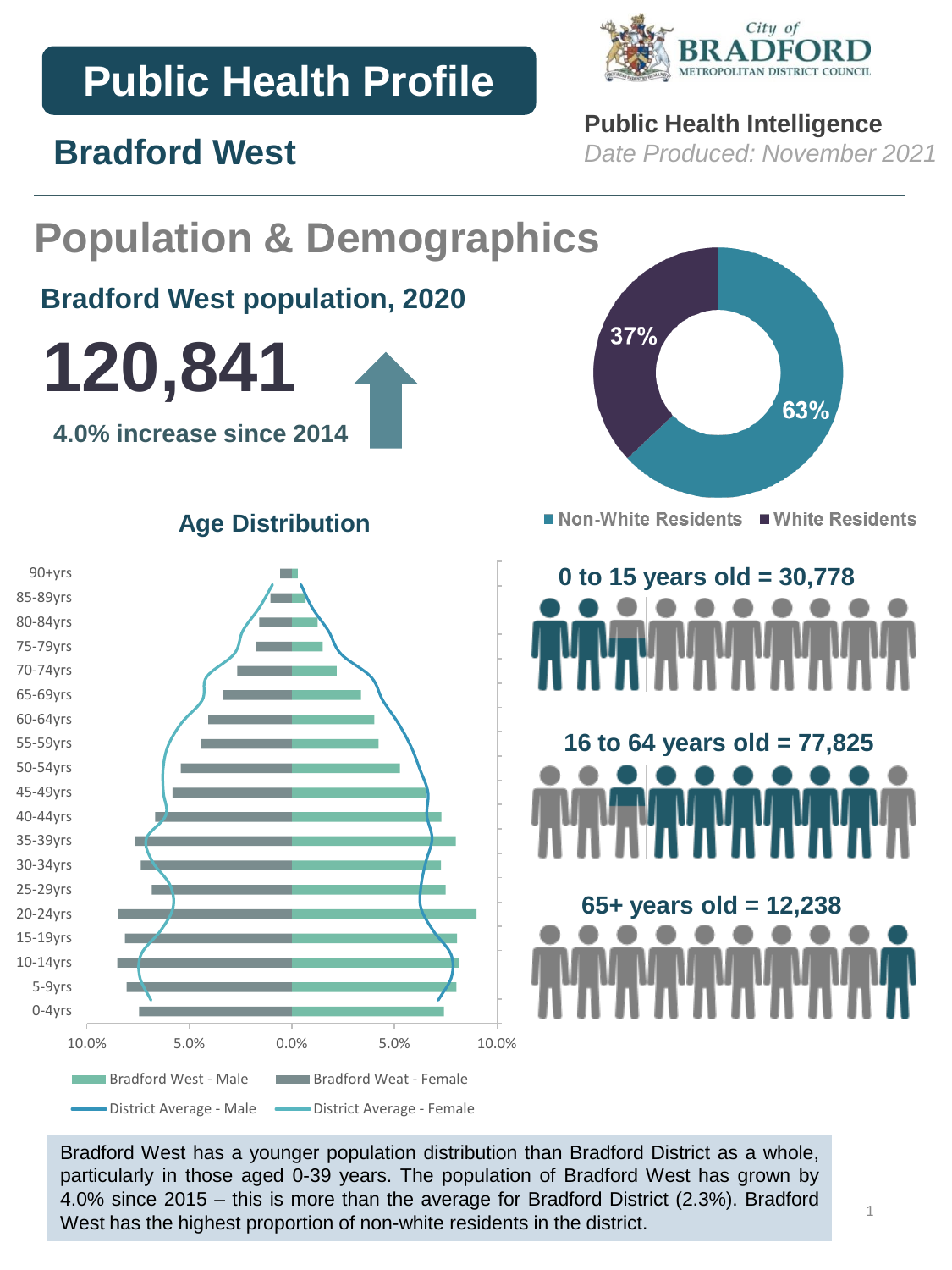# Public Health Profile

City of BRADFORD METROPOLITAN DISTRICT COUNCIL

## Bradford West

**Public Health Intelligence**

*Date Produced: November 2021*

## Population & Demographics

### Bradford West population, 2020

# 120,841

**4.0% increase since 2014**

37%

63%

Non-White Residents
White Residents

### Age Distribution

90+yrs
85-89yrs
80-84yrs
75-79yrs
70-74yrs
65-69yrs
60-64yrs
55-59yrs
50-54yrs
45-49yrs
40-44yrs
35-39yrs
30-34yrs
25-29yrs
20-24yrs
15-19yrs
10-14yrs
5-9yrs
0-4yrs

10.0% 5.0% 0.0% 5.0% 10.0%

Bradford West - Male
Bradford Weat - Female
District Average - Male
District Average - Female

**0 to 15 years old = 30,778**

**16 to 64 years old = 77,825**

**65+ years old = 12,238**

Bradford West has a younger population distribution than Bradford District as a whole, particularly in those aged 0-39 years. The population of Bradford West has grown by 4.0% since 2015 – this is more than the average for Bradford District (2.3%). Bradford West has the highest proportion of non-white residents in the district.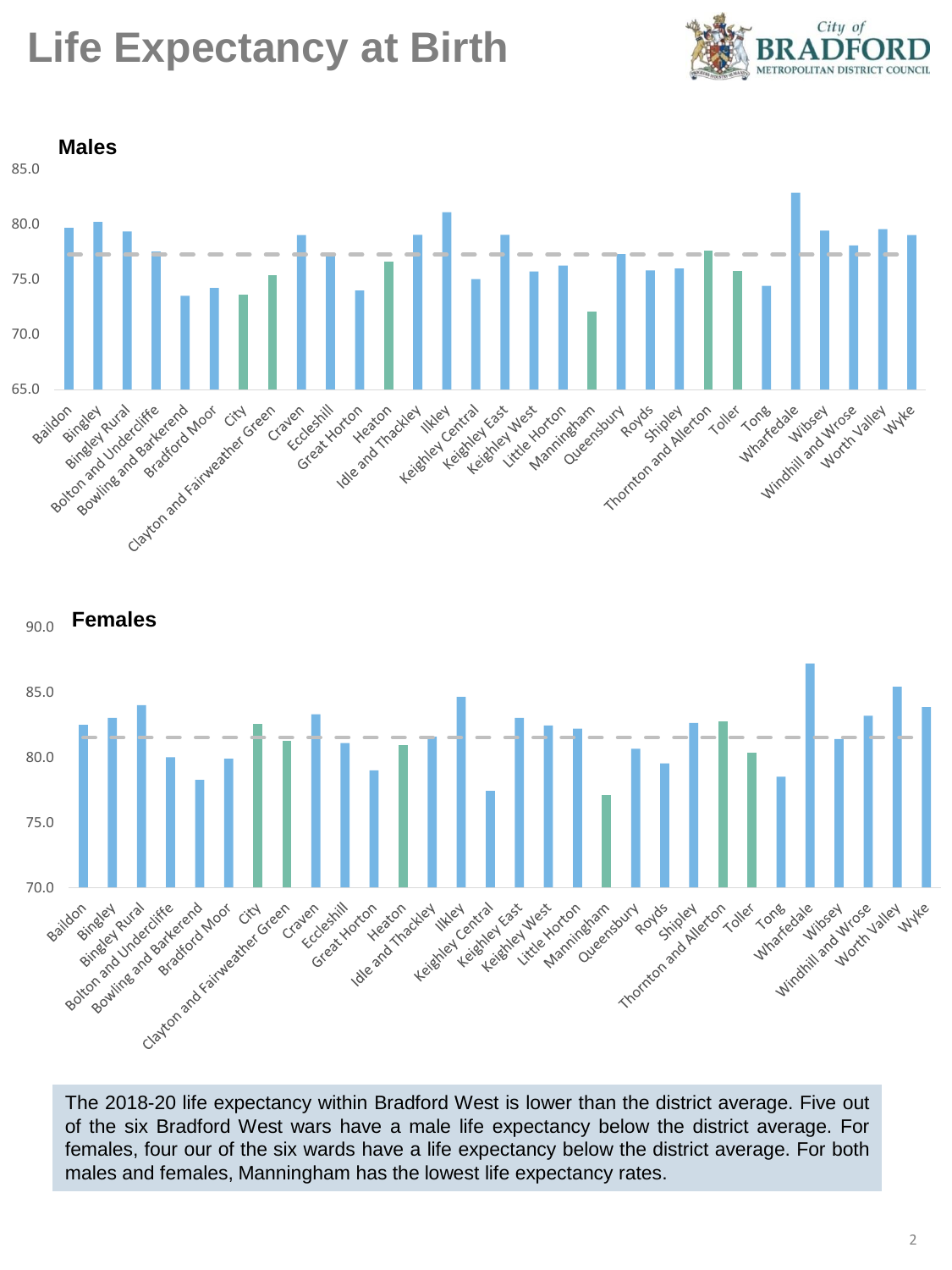# Life Expectancy at Birth

City of BRADFORD METROPOLITAN DISTRICT COUNCIL

**Males**

85.0
80.0
75.0
70.0
65.0

Baildon, Bingley, Bingley Rural, Bolton and Undercliffe, Bowling and Barkerend, Bradford Moor, City, Clayton and Fairweather Green, Craven, Eccleshill, Great Horton, Heaton, Idle and Thackley, Ilkley, Keighley Central, Keighley East, Keighley West, Little Horton, Manningham, Queensbury, Royds, Shipley, Thornton and Allerton, Toller, Tong, Wharfedale, Wibsey, Windhill and Wrose, Worth Valley, Wyke

**Females**

90.0
85.0
80.0
75.0
70.0

Baildon, Bingley, Bingley Rural, Bolton and Undercliffe, Bowling and Barkerend, Bradford Moor, City, Clayton and Fairweather Green, Craven, Eccleshill, Great Horton, Heaton, Idle and Thackley, Ilkley, Keighley Central, Keighley East, Keighley West, Little Horton, Manningham, Queensbury, Royds, Shipley, Thornton and Allerton, Toller, Tong, Wharfedale, Wibsey, Windhill and Wrose, Worth Valley, Wyke

The 2018-20 life expectancy within Bradford West is lower than the district average. Five out of the six Bradford West wars have a male life expectancy below the district average. For females, four our of the six wards have a life expectancy below the district average. For both males and females, Manningham has the lowest life expectancy rates.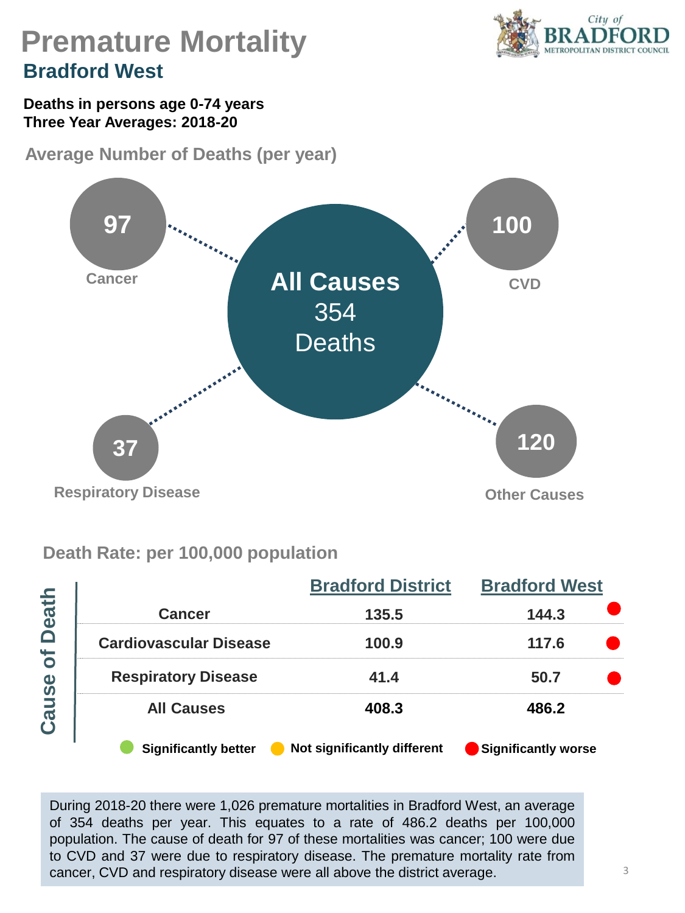# Premature Mortality

## Bradford West

**Deaths in persons age 0-74 years**
**Three Year Averages: 2018-20**

### Average Number of Deaths (per year)

All Causes
354
Deaths

97
Cancer

100
CVD

37
Respiratory Disease

120
Other Causes

### Death Rate: per 100,000 population

Cause of Death

| | Bradford District | Bradford West | |
|---|---|---|---|
| Cancer | 135.5 | 144.3 | ● Significantly worse |
| Cardiovascular Disease | 100.9 | 117.6 | ● Significantly worse |
| Respiratory Disease | 41.4 | 50.7 | ● Significantly worse |
| All Causes | 408.3 | 486.2 | |

● Significantly better ● Not significantly different ● Significantly worse

During 2018-20 there were 1,026 premature mortalities in Bradford West, an average of 354 deaths per year. This equates to a rate of 486.2 deaths per 100,000 population. The cause of death for 97 of these mortalities was cancer; 100 were due to CVD and 37 were due to respiratory disease. The premature mortality rate from cancer, CVD and respiratory disease were all above the district average.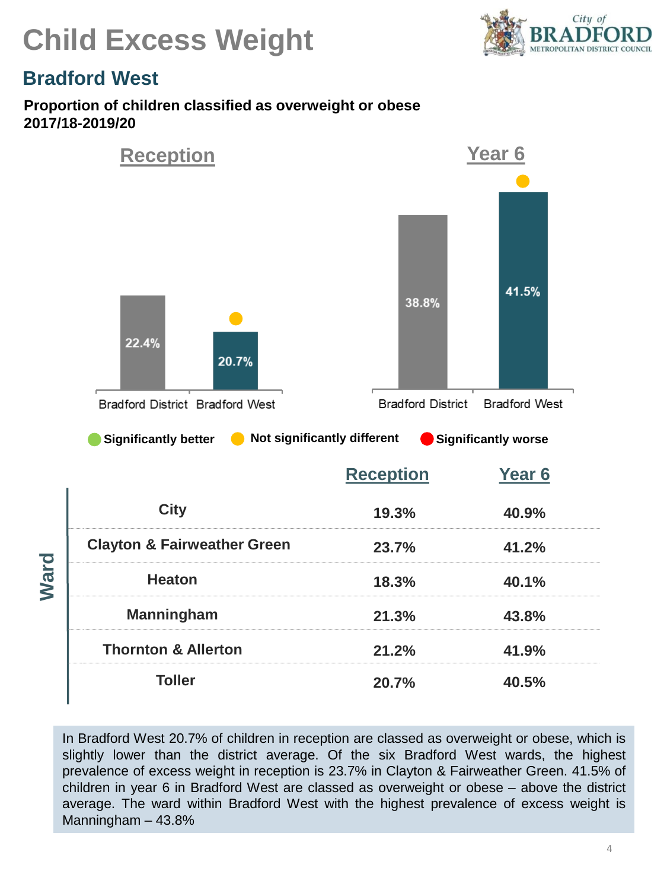# Child Excess Weight

City of BRADFORD METROPOLITAN DISTRICT COUNCIL

## Bradford West

**Proportion of children classified as overweight or obese 2017/18-2019/20**

Reception

22.4%
20.7%

Bradford District
Bradford West

Year 6

38.8%
41.5%

Bradford District
Bradford West

Significantly better
Not significantly different
Significantly worse

| Ward | Reception | Year 6 |
|---|---|---|
| City | 19.3% | 40.9% |
| Clayton & Fairweather Green | 23.7% | 41.2% |
| Heaton | 18.3% | 40.1% |
| Manningham | 21.3% | 43.8% |
| Thornton & Allerton | 21.2% | 41.9% |
| Toller | 20.7% | 40.5% |

In Bradford West 20.7% of children in reception are classed as overweight or obese, which is slightly lower than the district average. Of the six Bradford West wards, the highest prevalence of excess weight in reception is 23.7% in Clayton & Fairweather Green. 41.5% of children in year 6 in Bradford West are classed as overweight or obese – above the district average. The ward within Bradford West with the highest prevalence of excess weight is Manningham – 43.8%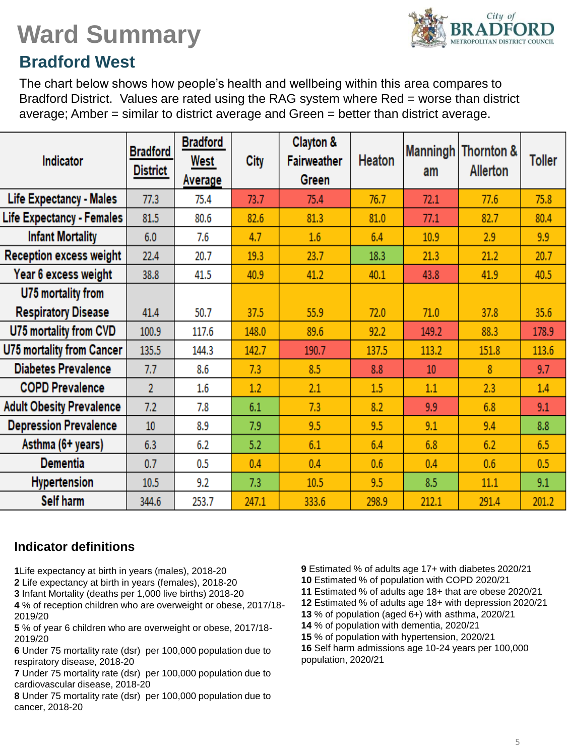# Ward Summary

## Bradford West

The chart below shows how people's health and wellbeing within this area compares to Bradford District. Values are rated using the RAG system where Red = worse than district average; Amber = similar to district average and Green = better than district average.

| Indicator | Bradford District | Bradford West Average | City | Clayton & Fairweather Green | Heaton | Manningham | Thornton & Allerton | Toller |
|---|---|---|---|---|---|---|---|---|
| Life Expectancy - Males | 77.3 | 75.4 | 73.7 | 75.4 | 76.7 | 72.1 | 77.6 | 75.8 |
| Life Expectancy - Females | 81.5 | 80.6 | 82.6 | 81.3 | 81.0 | 77.1 | 82.7 | 80.4 |
| Infant Mortality | 6.0 | 7.6 | 4.7 | 1.6 | 6.4 | 10.9 | 2.9 | 9.9 |
| Reception excess weight | 22.4 | 20.7 | 19.3 | 23.7 | 18.3 | 21.3 | 21.2 | 20.7 |
| Year 6 excess weight | 38.8 | 41.5 | 40.9 | 41.2 | 40.1 | 43.8 | 41.9 | 40.5 |
| U75 mortality from Respiratory Disease | 41.4 | 50.7 | 37.5 | 55.9 | 72.0 | 71.0 | 37.8 | 35.6 |
| U75 mortality from CVD | 100.9 | 117.6 | 148.0 | 89.6 | 92.2 | 149.2 | 88.3 | 178.9 |
| U75 mortality from Cancer | 135.5 | 144.3 | 142.7 | 190.7 | 137.5 | 113.2 | 151.8 | 113.6 |
| Diabetes Prevalence | 7.7 | 8.6 | 7.3 | 8.5 | 8.8 | 10 | 8 | 9.7 |
| COPD Prevalence | 2 | 1.6 | 1.2 | 2.1 | 1.5 | 1.1 | 2.3 | 1.4 |
| Adult Obesity Prevalence | 7.2 | 7.8 | 6.1 | 7.3 | 8.2 | 9.9 | 6.8 | 9.1 |
| Depression Prevalence | 10 | 8.9 | 7.9 | 9.5 | 9.5 | 9.1 | 9.4 | 8.8 |
| Asthma (6+ years) | 6.3 | 6.2 | 5.2 | 6.1 | 6.4 | 6.8 | 6.2 | 6.5 |
| Dementia | 0.7 | 0.5 | 0.4 | 0.4 | 0.6 | 0.4 | 0.6 | 0.5 |
| Hypertension | 10.5 | 9.2 | 7.3 | 10.5 | 9.5 | 8.5 | 11.1 | 9.1 |
| Self harm | 344.6 | 253.7 | 247.1 | 333.6 | 298.9 | 212.1 | 291.4 | 201.2 |

### Indicator definitions

**1** Life expectancy at birth in years (males), 2018-20
**2** Life expectancy at birth in years (females), 2018-20
**3** Infant Mortality (deaths per 1,000 live births) 2018-20
**4** % of reception children who are overweight or obese, 2017/18-2019/20
**5** % of year 6 children who are overweight or obese, 2017/18-2019/20
**6** Under 75 mortality rate (dsr) per 100,000 population due to respiratory disease, 2018-20
**7** Under 75 mortality rate (dsr) per 100,000 population due to cardiovascular disease, 2018-20
**8** Under 75 mortality rate (dsr) per 100,000 population due to cancer, 2018-20
**9** Estimated % of adults age 17+ with diabetes 2020/21
**10** Estimated % of population with COPD 2020/21
**11** Estimated % of adults age 18+ that are obese 2020/21
**12** Estimated % of adults age 18+ with depression 2020/21
**13** % of population (aged 6+) with asthma, 2020/21
**14** % of population with dementia, 2020/21
**15** % of population with hypertension, 2020/21
**16** Self harm admissions age 10-24 years per 100,000 population, 2020/21